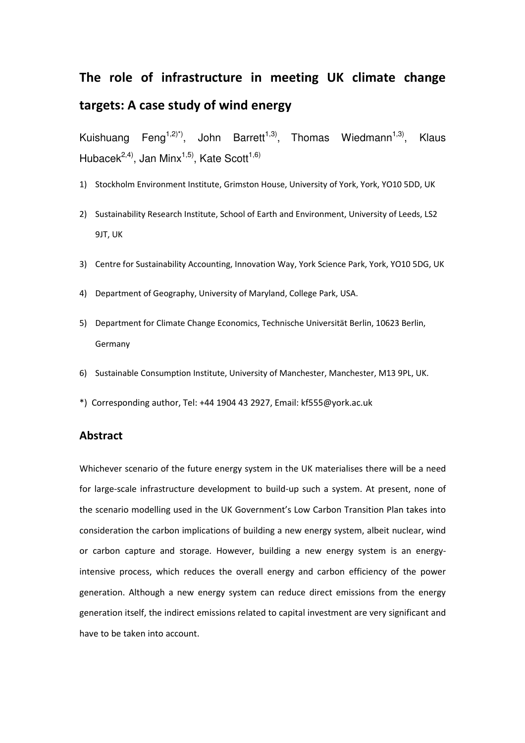# The role of infrastructure in meeting UK climate change targets: A case study of wind energy

Kuishuang Feng[1,2)*)], John Barrett[1,3)], Thomas Wiedmann[1,3)], Klaus Hubacek[2,4)], Jan Minx[1,5)], Kate Scott[1,6)]

1) Stockholm Environment Institute, Grimston House, University of York, York, YO10 5DD, UK
2) Sustainability Research Institute, School of Earth and Environment, University of Leeds, LS2 9JT, UK
3) Centre for Sustainability Accounting, Innovation Way, York Science Park, York, YO10 5DG, UK
4) Department of Geography, University of Maryland, College Park, USA.
5) Department for Climate Change Economics, Technische Universität Berlin, 10623 Berlin, Germany
6) Sustainable Consumption Institute, University of Manchester, Manchester, M13 9PL, UK.

*) Corresponding author, Tel: +44 1904 43 2927, Email: kf555@york.ac.uk

## Abstract

Whichever scenario of the future energy system in the UK materialises there will be a need for large-scale infrastructure development to build-up such a system. At present, none of the scenario modelling used in the UK Government's Low Carbon Transition Plan takes into consideration the carbon implications of building a new energy system, albeit nuclear, wind or carbon capture and storage. However, building a new energy system is an energy-intensive process, which reduces the overall energy and carbon efficiency of the power generation. Although a new energy system can reduce direct emissions from the energy generation itself, the indirect emissions related to capital investment are very significant and have to be taken into account.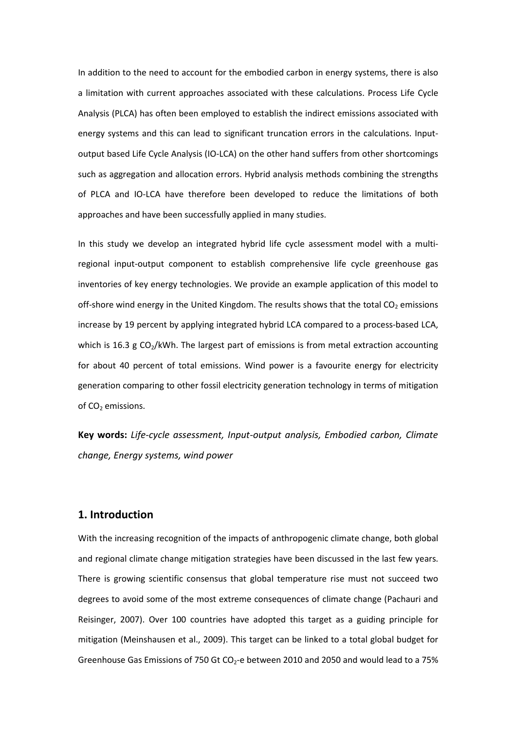In addition to the need to account for the embodied carbon in energy systems, there is also a limitation with current approaches associated with these calculations. Process Life Cycle Analysis (PLCA) has often been employed to establish the indirect emissions associated with energy systems and this can lead to significant truncation errors in the calculations. Input-output based Life Cycle Analysis (IO-LCA) on the other hand suffers from other shortcomings such as aggregation and allocation errors. Hybrid analysis methods combining the strengths of PLCA and IO-LCA have therefore been developed to reduce the limitations of both approaches and have been successfully applied in many studies.

In this study we develop an integrated hybrid life cycle assessment model with a multi-regional input-output component to establish comprehensive life cycle greenhouse gas inventories of key energy technologies. We provide an example application of this model to off-shore wind energy in the United Kingdom. The results shows that the total $CO_2$ emissions increase by 19 percent by applying integrated hybrid LCA compared to a process-based LCA, which is 16.3 g $CO_2$/kWh. The largest part of emissions is from metal extraction accounting for about 40 percent of total emissions. Wind power is a favourite energy for electricity generation comparing to other fossil electricity generation technology in terms of mitigation of $CO_2$ emissions.

**Key words:** *Life-cycle assessment, Input-output analysis, Embodied carbon, Climate change, Energy systems, wind power*

## 1. Introduction

With the increasing recognition of the impacts of anthropogenic climate change, both global and regional climate change mitigation strategies have been discussed in the last few years. There is growing scientific consensus that global temperature rise must not succeed two degrees to avoid some of the most extreme consequences of climate change (Pachauri and Reisinger, 2007). Over 100 countries have adopted this target as a guiding principle for mitigation (Meinshausen et al., 2009). This target can be linked to a total global budget for Greenhouse Gas Emissions of 750 Gt $CO_2$-e between 2010 and 2050 and would lead to a 75%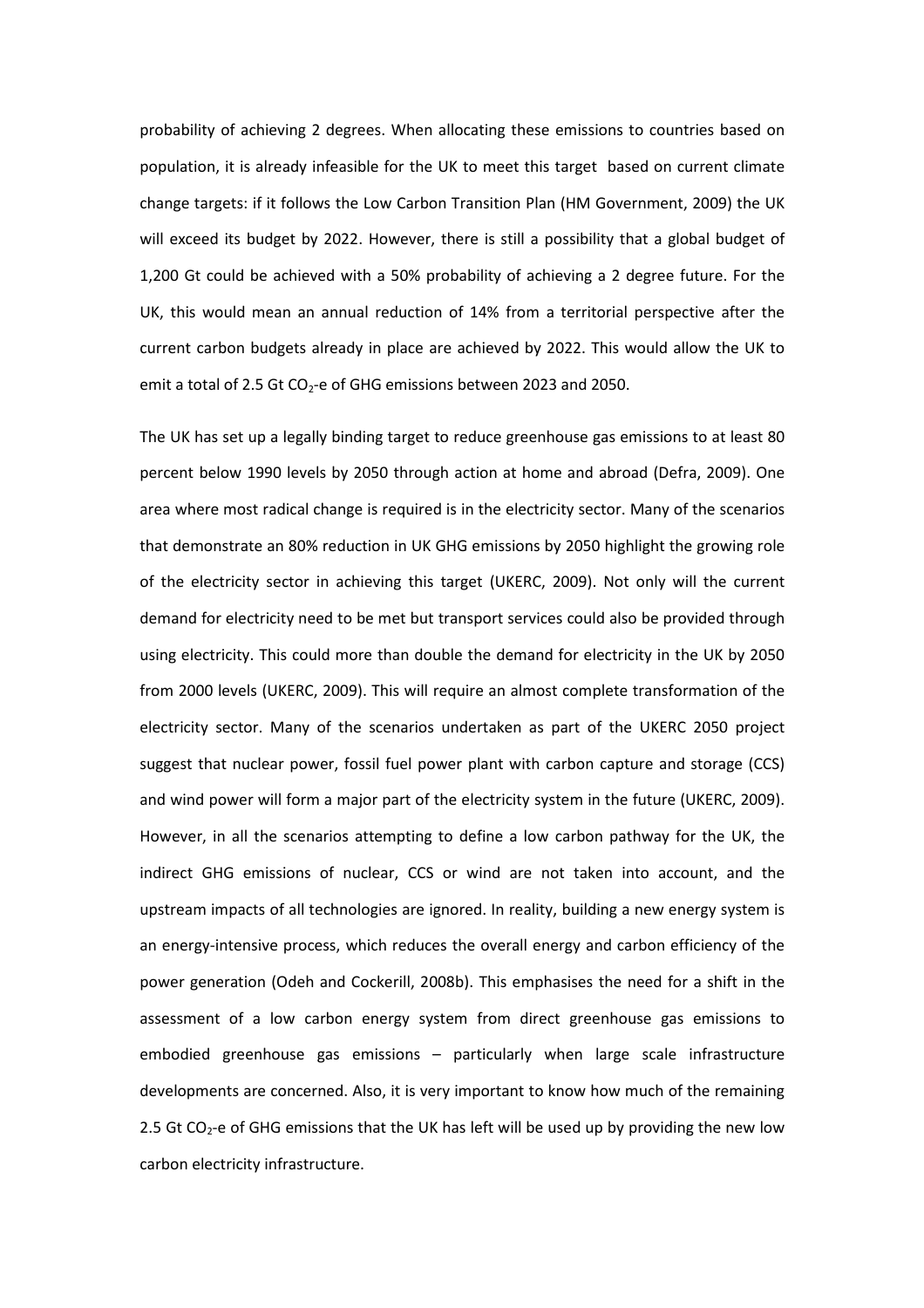probability of achieving 2 degrees. When allocating these emissions to countries based on population, it is already infeasible for the UK to meet this target based on current climate change targets: if it follows the Low Carbon Transition Plan (HM Government, 2009) the UK will exceed its budget by 2022. However, there is still a possibility that a global budget of 1,200 Gt could be achieved with a 50% probability of achieving a 2 degree future. For the UK, this would mean an annual reduction of 14% from a territorial perspective after the current carbon budgets already in place are achieved by 2022. This would allow the UK to emit a total of 2.5 Gt $CO_2$-e of GHG emissions between 2023 and 2050.

The UK has set up a legally binding target to reduce greenhouse gas emissions to at least 80 percent below 1990 levels by 2050 through action at home and abroad (Defra, 2009). One area where most radical change is required is in the electricity sector. Many of the scenarios that demonstrate an 80% reduction in UK GHG emissions by 2050 highlight the growing role of the electricity sector in achieving this target (UKERC, 2009). Not only will the current demand for electricity need to be met but transport services could also be provided through using electricity. This could more than double the demand for electricity in the UK by 2050 from 2000 levels (UKERC, 2009). This will require an almost complete transformation of the electricity sector. Many of the scenarios undertaken as part of the UKERC 2050 project suggest that nuclear power, fossil fuel power plant with carbon capture and storage (CCS) and wind power will form a major part of the electricity system in the future (UKERC, 2009). However, in all the scenarios attempting to define a low carbon pathway for the UK, the indirect GHG emissions of nuclear, CCS or wind are not taken into account, and the upstream impacts of all technologies are ignored. In reality, building a new energy system is an energy-intensive process, which reduces the overall energy and carbon efficiency of the power generation (Odeh and Cockerill, 2008b). This emphasises the need for a shift in the assessment of a low carbon energy system from direct greenhouse gas emissions to embodied greenhouse gas emissions – particularly when large scale infrastructure developments are concerned. Also, it is very important to know how much of the remaining 2.5 Gt $CO_2$-e of GHG emissions that the UK has left will be used up by providing the new low carbon electricity infrastructure.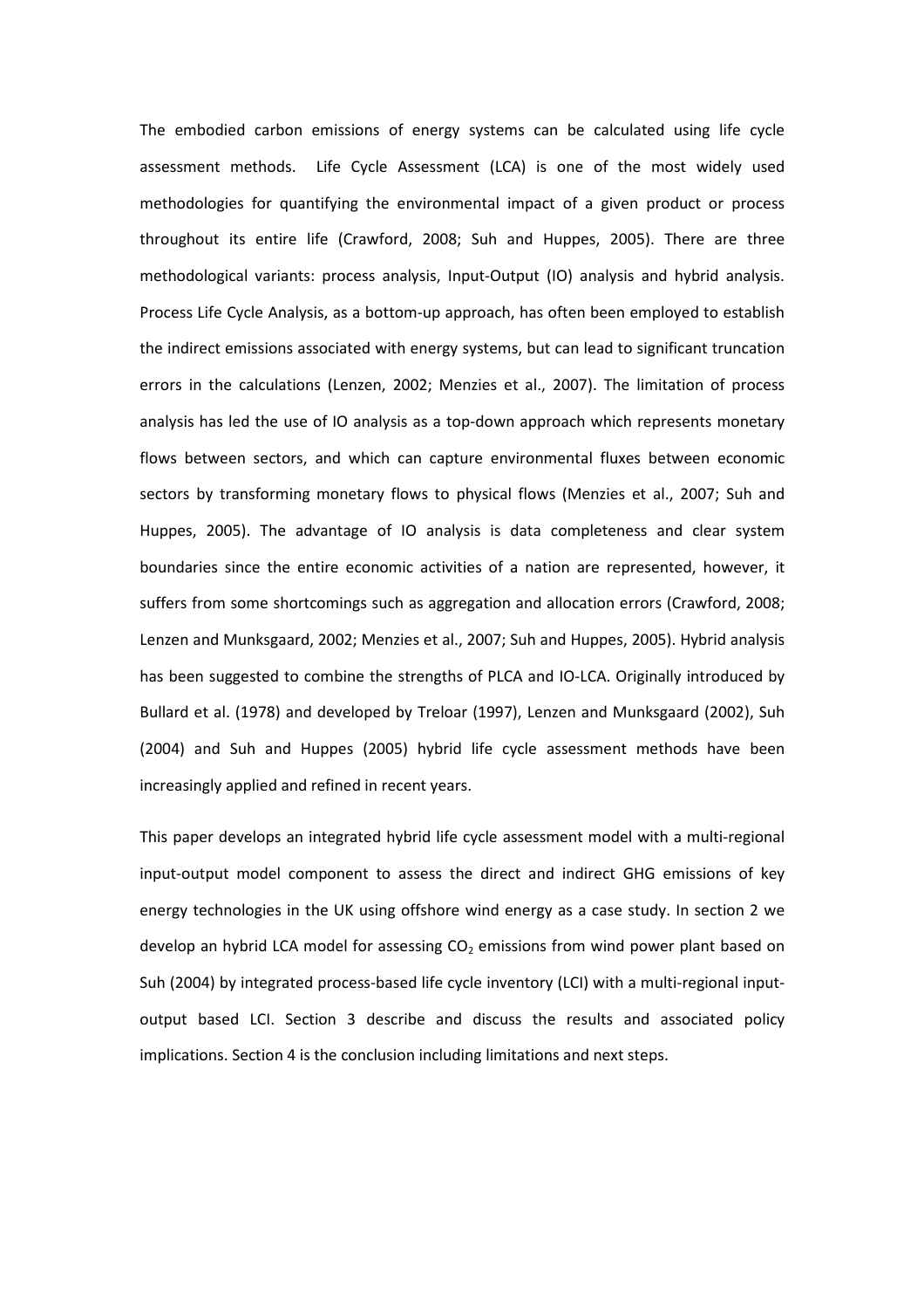The embodied carbon emissions of energy systems can be calculated using life cycle assessment methods. Life Cycle Assessment (LCA) is one of the most widely used methodologies for quantifying the environmental impact of a given product or process throughout its entire life (Crawford, 2008; Suh and Huppes, 2005). There are three methodological variants: process analysis, Input-Output (IO) analysis and hybrid analysis. Process Life Cycle Analysis, as a bottom-up approach, has often been employed to establish the indirect emissions associated with energy systems, but can lead to significant truncation errors in the calculations (Lenzen, 2002; Menzies et al., 2007). The limitation of process analysis has led the use of IO analysis as a top-down approach which represents monetary flows between sectors, and which can capture environmental fluxes between economic sectors by transforming monetary flows to physical flows (Menzies et al., 2007; Suh and Huppes, 2005). The advantage of IO analysis is data completeness and clear system boundaries since the entire economic activities of a nation are represented, however, it suffers from some shortcomings such as aggregation and allocation errors (Crawford, 2008; Lenzen and Munksgaard, 2002; Menzies et al., 2007; Suh and Huppes, 2005). Hybrid analysis has been suggested to combine the strengths of PLCA and IO-LCA. Originally introduced by Bullard et al. (1978) and developed by Treloar (1997), Lenzen and Munksgaard (2002), Suh (2004) and Suh and Huppes (2005) hybrid life cycle assessment methods have been increasingly applied and refined in recent years.

This paper develops an integrated hybrid life cycle assessment model with a multi-regional input-output model component to assess the direct and indirect GHG emissions of key energy technologies in the UK using offshore wind energy as a case study. In section 2 we develop an hybrid LCA model for assessing $CO_2$ emissions from wind power plant based on Suh (2004) by integrated process-based life cycle inventory (LCI) with a multi-regional input-output based LCI. Section 3 describe and discuss the results and associated policy implications. Section 4 is the conclusion including limitations and next steps.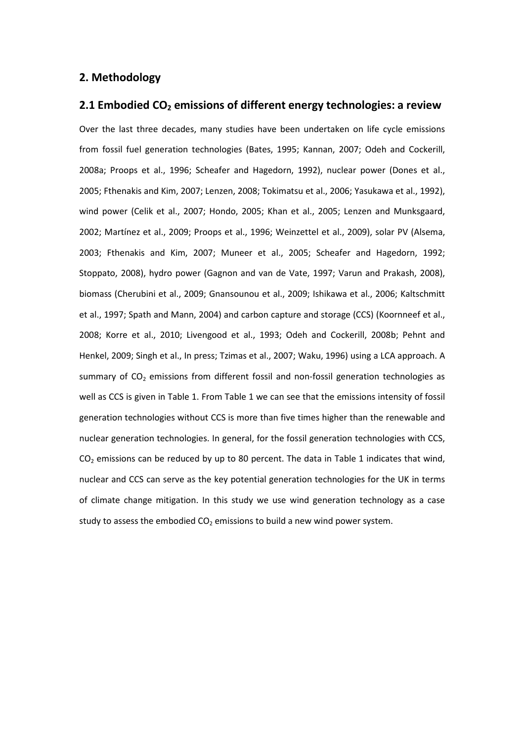## 2. Methodology

### 2.1 Embodied $CO_2$ emissions of different energy technologies: a review

Over the last three decades, many studies have been undertaken on life cycle emissions from fossil fuel generation technologies (Bates, 1995; Kannan, 2007; Odeh and Cockerill, 2008a; Proops et al., 1996; Scheafer and Hagedorn, 1992), nuclear power (Dones et al., 2005; Fthenakis and Kim, 2007; Lenzen, 2008; Tokimatsu et al., 2006; Yasukawa et al., 1992), wind power (Celik et al., 2007; Hondo, 2005; Khan et al., 2005; Lenzen and Munksgaard, 2002; Martínez et al., 2009; Proops et al., 1996; Weinzettel et al., 2009), solar PV (Alsema, 2003; Fthenakis and Kim, 2007; Muneer et al., 2005; Scheafer and Hagedorn, 1992; Stoppato, 2008), hydro power (Gagnon and van de Vate, 1997; Varun and Prakash, 2008), biomass (Cherubini et al., 2009; Gnansounou et al., 2009; Ishikawa et al., 2006; Kaltschmitt et al., 1997; Spath and Mann, 2004) and carbon capture and storage (CCS) (Koornneef et al., 2008; Korre et al., 2010; Livengood et al., 1993; Odeh and Cockerill, 2008b; Pehnt and Henkel, 2009; Singh et al., In press; Tzimas et al., 2007; Waku, 1996) using a LCA approach. A summary of $CO_2$ emissions from different fossil and non-fossil generation technologies as well as CCS is given in Table 1. From Table 1 we can see that the emissions intensity of fossil generation technologies without CCS is more than five times higher than the renewable and nuclear generation technologies. In general, for the fossil generation technologies with CCS, $CO_2$ emissions can be reduced by up to 80 percent. The data in Table 1 indicates that wind, nuclear and CCS can serve as the key potential generation technologies for the UK in terms of climate change mitigation. In this study we use wind generation technology as a case study to assess the embodied $CO_2$ emissions to build a new wind power system.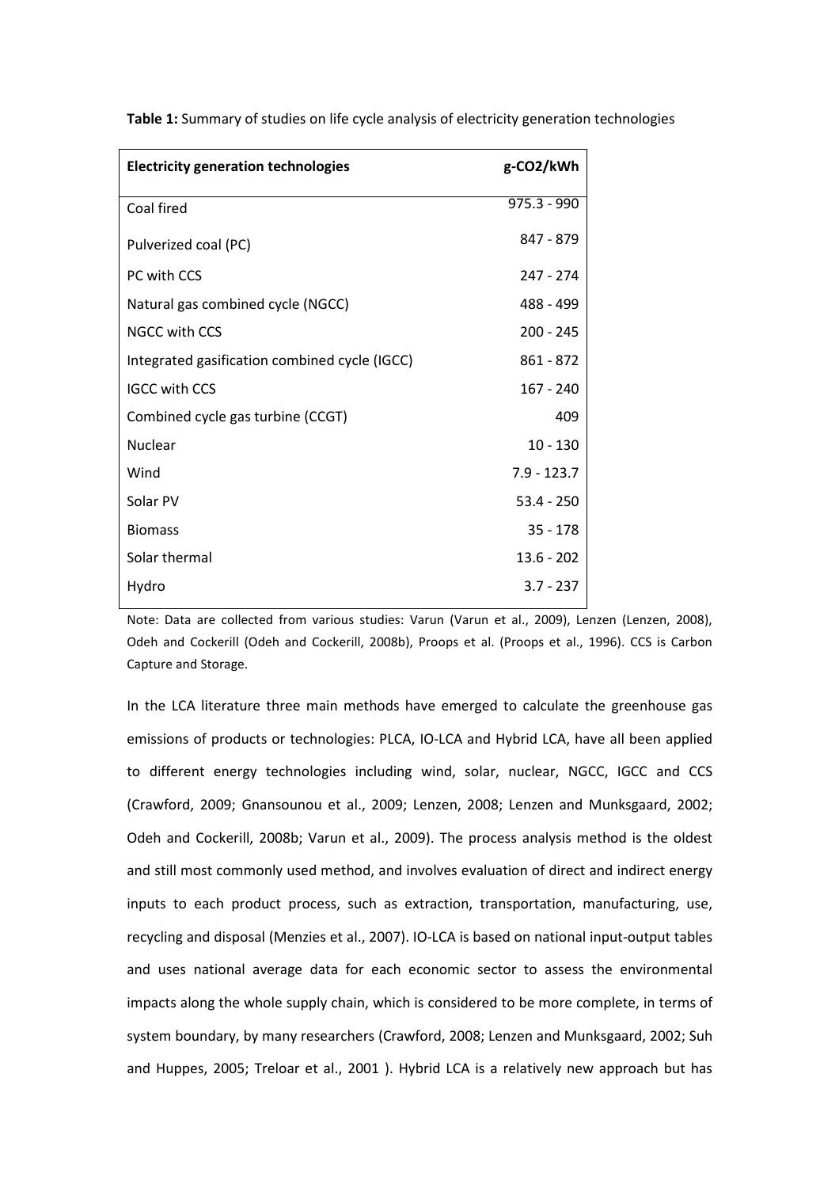**Table 1:** Summary of studies on life cycle analysis of electricity generation technologies

| Electricity generation technologies | g-CO2/kWh |
|---|---|
| Coal fired | 975.3 - 990 |
| Pulverized coal (PC) | 847 - 879 |
| PC with CCS | 247 - 274 |
| Natural gas combined cycle (NGCC) | 488 - 499 |
| NGCC with CCS | 200 - 245 |
| Integrated gasification combined cycle (IGCC) | 861 - 872 |
| IGCC with CCS | 167 - 240 |
| Combined cycle gas turbine (CCGT) | 409 |
| Nuclear | 10 - 130 |
| Wind | 7.9 - 123.7 |
| Solar PV | 53.4 - 250 |
| Biomass | 35 - 178 |
| Solar thermal | 13.6 - 202 |
| Hydro | 3.7 - 237 |

Note: Data are collected from various studies: Varun (Varun et al., 2009), Lenzen (Lenzen, 2008), Odeh and Cockerill (Odeh and Cockerill, 2008b), Proops et al. (Proops et al., 1996). CCS is Carbon Capture and Storage.

In the LCA literature three main methods have emerged to calculate the greenhouse gas emissions of products or technologies: PLCA, IO-LCA and Hybrid LCA, have all been applied to different energy technologies including wind, solar, nuclear, NGCC, IGCC and CCS (Crawford, 2009; Gnansounou et al., 2009; Lenzen, 2008; Lenzen and Munksgaard, 2002; Odeh and Cockerill, 2008b; Varun et al., 2009). The process analysis method is the oldest and still most commonly used method, and involves evaluation of direct and indirect energy inputs to each product process, such as extraction, transportation, manufacturing, use, recycling and disposal (Menzies et al., 2007). IO-LCA is based on national input-output tables and uses national average data for each economic sector to assess the environmental impacts along the whole supply chain, which is considered to be more complete, in terms of system boundary, by many researchers (Crawford, 2008; Lenzen and Munksgaard, 2002; Suh and Huppes, 2005; Treloar et al., 2001 ). Hybrid LCA is a relatively new approach but has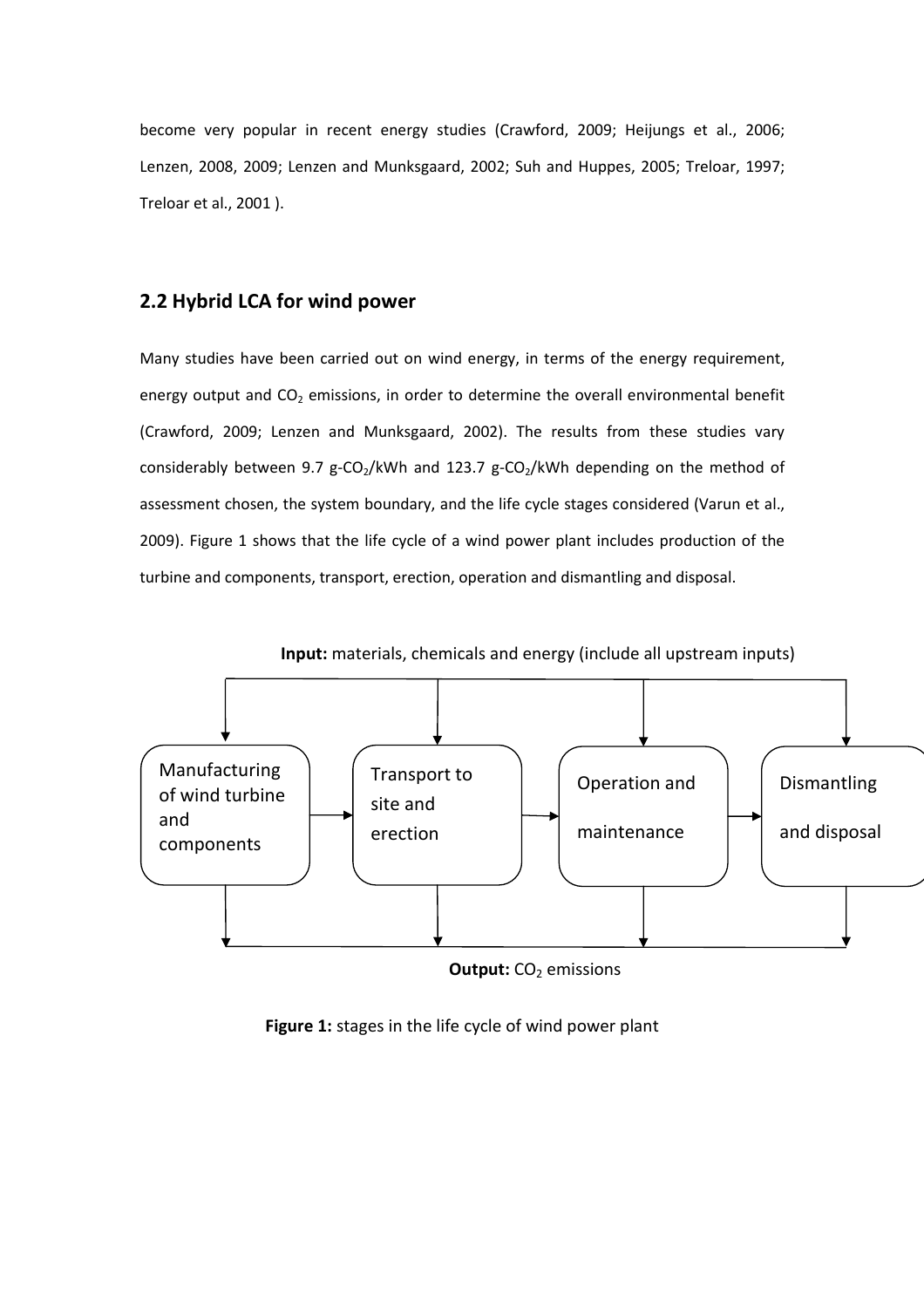become very popular in recent energy studies (Crawford, 2009; Heijungs et al., 2006; Lenzen, 2008, 2009; Lenzen and Munksgaard, 2002; Suh and Huppes, 2005; Treloar, 1997; Treloar et al., 2001 ).

## 2.2 Hybrid LCA for wind power

Many studies have been carried out on wind energy, in terms of the energy requirement, energy output and $CO_2$ emissions, in order to determine the overall environmental benefit (Crawford, 2009; Lenzen and Munksgaard, 2002). The results from these studies vary considerably between 9.7 g-$CO_2$/kWh and 123.7 g-$CO_2$/kWh depending on the method of assessment chosen, the system boundary, and the life cycle stages considered (Varun et al., 2009). Figure 1 shows that the life cycle of a wind power plant includes production of the turbine and components, transport, erection, operation and dismantling and disposal.

**Input:** materials, chemicals and energy (include all upstream inputs)

Manufacturing of wind turbine and components → Transport to site and erection → Operation and maintenance → Dismantling and disposal

**Output:** $CO_2$ emissions

**Figure 1:** stages in the life cycle of wind power plant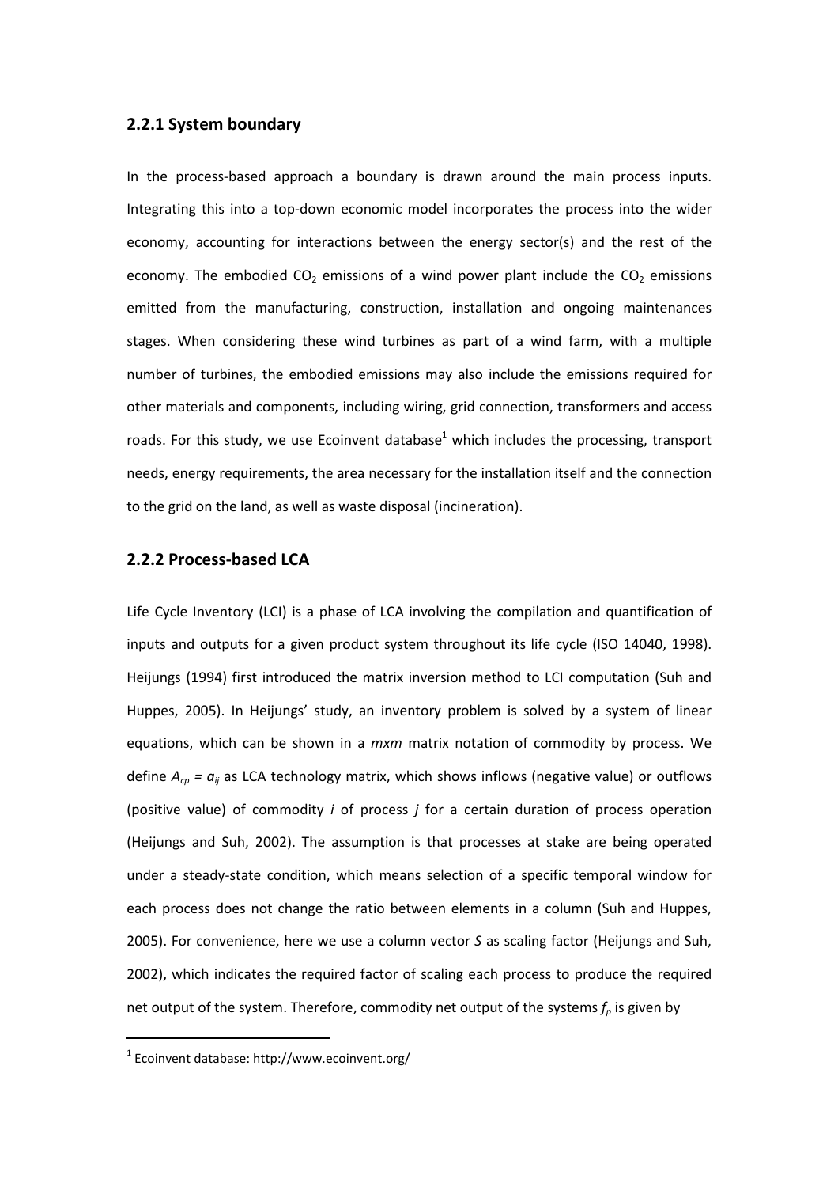### 2.2.1 System boundary

In the process-based approach a boundary is drawn around the main process inputs. Integrating this into a top-down economic model incorporates the process into the wider economy, accounting for interactions between the energy sector(s) and the rest of the economy. The embodied $CO_2$ emissions of a wind power plant include the $CO_2$ emissions emitted from the manufacturing, construction, installation and ongoing maintenances stages. When considering these wind turbines as part of a wind farm, with a multiple number of turbines, the embodied emissions may also include the emissions required for other materials and components, including wiring, grid connection, transformers and access roads. For this study, we use Ecoinvent database[1] which includes the processing, transport needs, energy requirements, the area necessary for the installation itself and the connection to the grid on the land, as well as waste disposal (incineration).

### 2.2.2 Process-based LCA

Life Cycle Inventory (LCI) is a phase of LCA involving the compilation and quantification of inputs and outputs for a given product system throughout its life cycle (ISO 14040, 1998). Heijungs (1994) first introduced the matrix inversion method to LCI computation (Suh and Huppes, 2005). In Heijungs' study, an inventory problem is solved by a system of linear equations, which can be shown in a *mxm* matrix notation of commodity by process. We define $A_{cp} = a_{ij}$ as LCA technology matrix, which shows inflows (negative value) or outflows (positive value) of commodity $i$ of process $j$ for a certain duration of process operation (Heijungs and Suh, 2002). The assumption is that processes at stake are being operated under a steady-state condition, which means selection of a specific temporal window for each process does not change the ratio between elements in a column (Suh and Huppes, 2005). For convenience, here we use a column vector $S$ as scaling factor (Heijungs and Suh, 2002), which indicates the required factor of scaling each process to produce the required net output of the system. Therefore, commodity net output of the systems $f_p$ is given by

[1] Ecoinvent database: http://www.ecoinvent.org/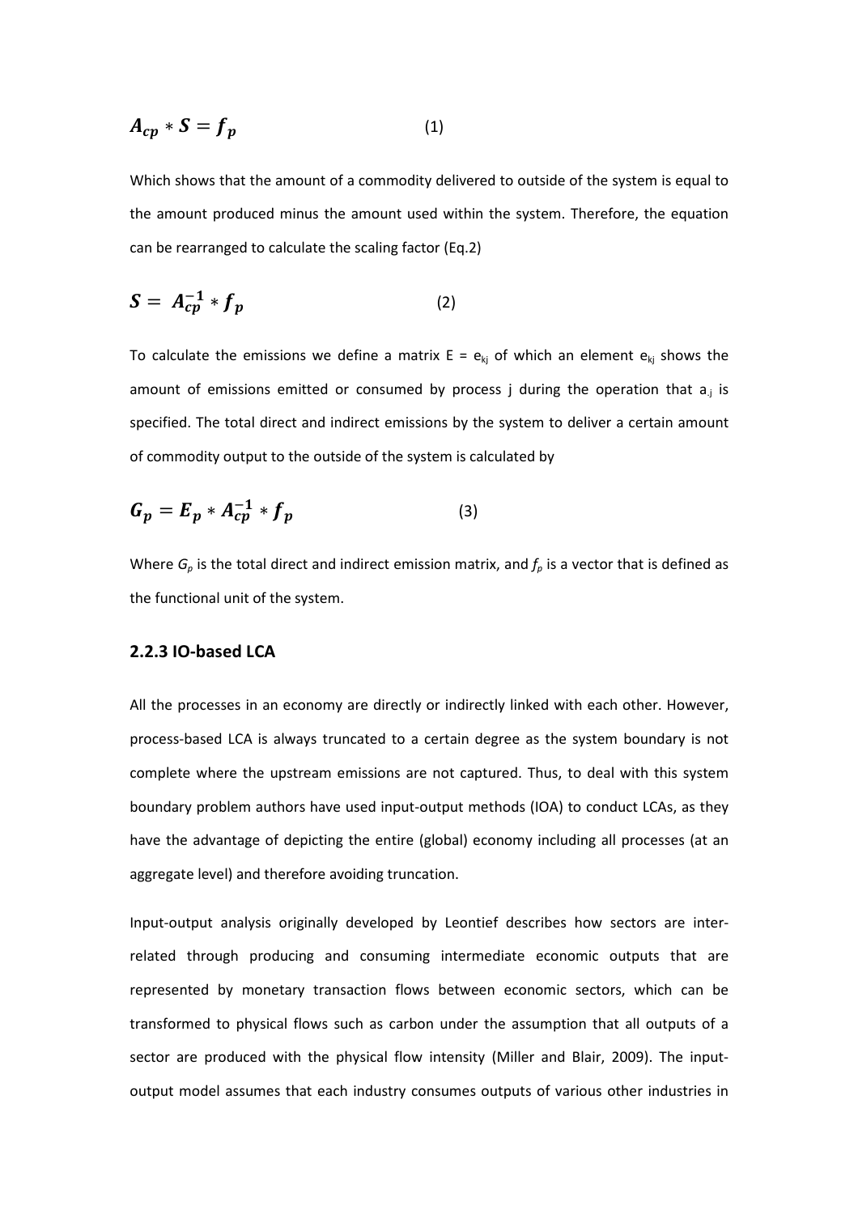$$A_{cp} * S = f_p \quad (1)$$

Which shows that the amount of a commodity delivered to outside of the system is equal to the amount produced minus the amount used within the system. Therefore, the equation can be rearranged to calculate the scaling factor (Eq.2)

$$S = A_{cp}^{-1} * f_p \quad (2)$$

To calculate the emissions we define a matrix E = $e_{kj}$ of which an element $e_{kj}$ shows the amount of emissions emitted or consumed by process j during the operation that $a_{.j}$ is specified. The total direct and indirect emissions by the system to deliver a certain amount of commodity output to the outside of the system is calculated by

$$G_p = E_p * A_{cp}^{-1} * f_p \quad (3)$$

Where $G_p$ is the total direct and indirect emission matrix, and $f_p$ is a vector that is defined as the functional unit of the system.

### 2.2.3 IO-based LCA

All the processes in an economy are directly or indirectly linked with each other. However, process-based LCA is always truncated to a certain degree as the system boundary is not complete where the upstream emissions are not captured. Thus, to deal with this system boundary problem authors have used input-output methods (IOA) to conduct LCAs, as they have the advantage of depicting the entire (global) economy including all processes (at an aggregate level) and therefore avoiding truncation.

Input-output analysis originally developed by Leontief describes how sectors are inter-related through producing and consuming intermediate economic outputs that are represented by monetary transaction flows between economic sectors, which can be transformed to physical flows such as carbon under the assumption that all outputs of a sector are produced with the physical flow intensity (Miller and Blair, 2009). The input-output model assumes that each industry consumes outputs of various other industries in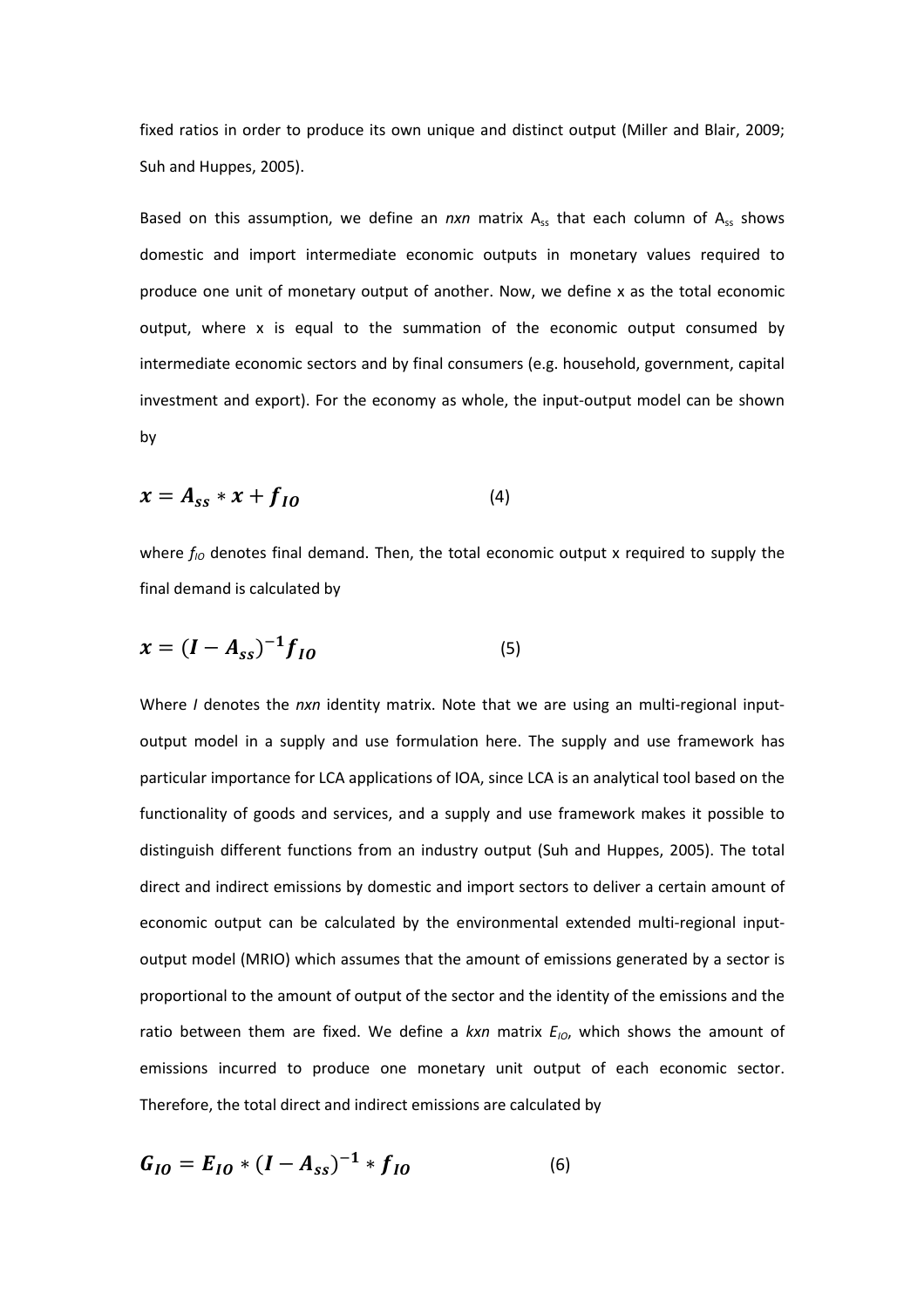fixed ratios in order to produce its own unique and distinct output (Miller and Blair, 2009; Suh and Huppes, 2005).

Based on this assumption, we define an *nxn* matrix $A_{ss}$ that each column of $A_{ss}$ shows domestic and import intermediate economic outputs in monetary values required to produce one unit of monetary output of another. Now, we define x as the total economic output, where x is equal to the summation of the economic output consumed by intermediate economic sectors and by final consumers (e.g. household, government, capital investment and export). For the economy as whole, the input-output model can be shown by

$$\boldsymbol{x} = \boldsymbol{A_{ss}} * \boldsymbol{x} + \boldsymbol{f_{IO}} \qquad (4)$$

where $f_{IO}$ denotes final demand. Then, the total economic output x required to supply the final demand is calculated by

$$\boldsymbol{x} = (\boldsymbol{I} - \boldsymbol{A_{ss}})^{-1}\boldsymbol{f_{IO}} \qquad (5)$$

Where *I* denotes the *nxn* identity matrix. Note that we are using an multi-regional input-output model in a supply and use formulation here. The supply and use framework has particular importance for LCA applications of IOA, since LCA is an analytical tool based on the functionality of goods and services, and a supply and use framework makes it possible to distinguish different functions from an industry output (Suh and Huppes, 2005). The total direct and indirect emissions by domestic and import sectors to deliver a certain amount of economic output can be calculated by the environmental extended multi-regional input-output model (MRIO) which assumes that the amount of emissions generated by a sector is proportional to the amount of output of the sector and the identity of the emissions and the ratio between them are fixed. We define a *kxn* matrix $E_{IO}$, which shows the amount of emissions incurred to produce one monetary unit output of each economic sector. Therefore, the total direct and indirect emissions are calculated by

$$\boldsymbol{G_{IO}} = \boldsymbol{E_{IO}} * (\boldsymbol{I} - \boldsymbol{A_{ss}})^{-1} * \boldsymbol{f_{IO}} \qquad (6)$$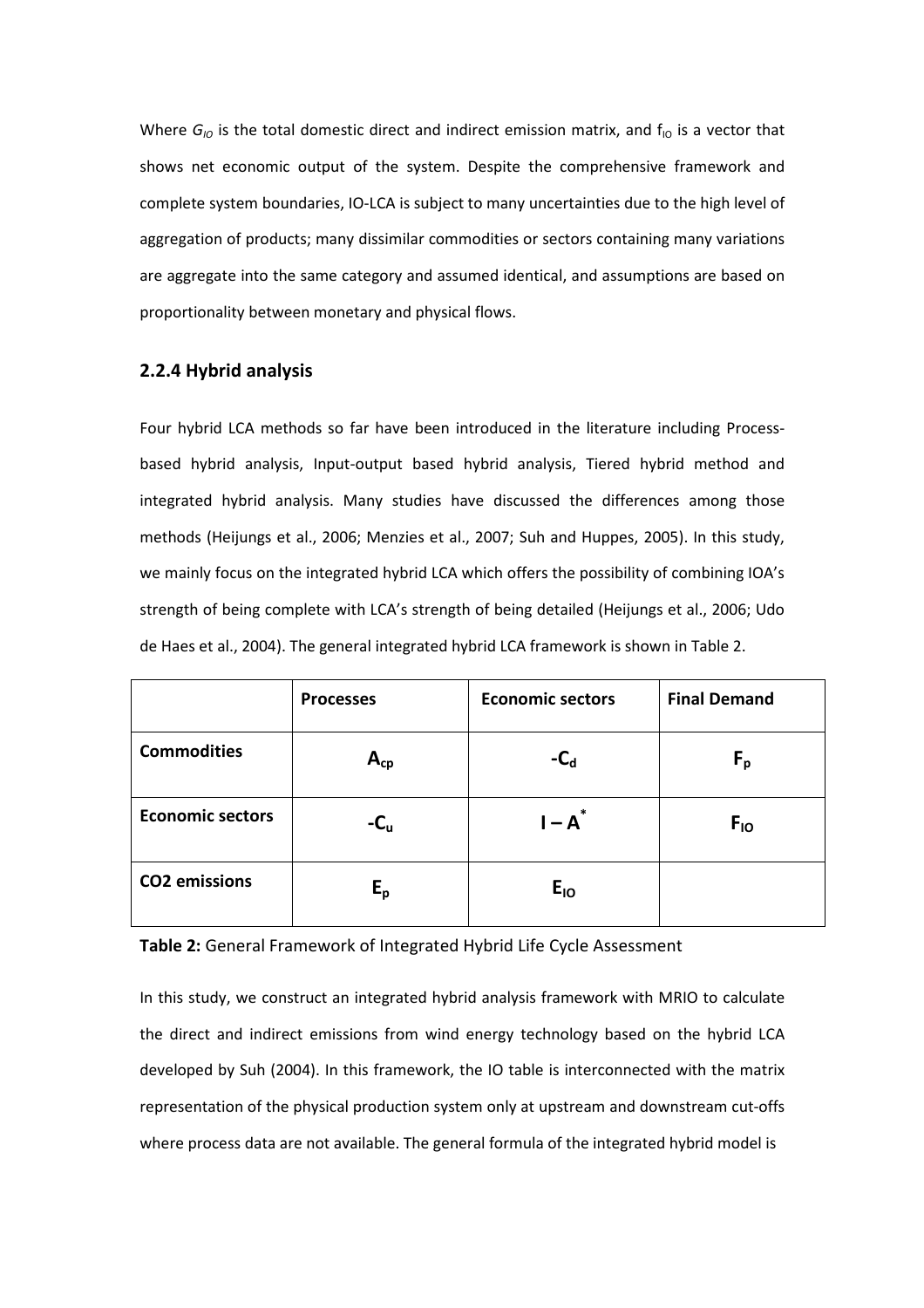Where $G_{IO}$ is the total domestic direct and indirect emission matrix, and $f_{IO}$ is a vector that shows net economic output of the system. Despite the comprehensive framework and complete system boundaries, IO-LCA is subject to many uncertainties due to the high level of aggregation of products; many dissimilar commodities or sectors containing many variations are aggregate into the same category and assumed identical, and assumptions are based on proportionality between monetary and physical flows.

### 2.2.4 Hybrid analysis

Four hybrid LCA methods so far have been introduced in the literature including Process-based hybrid analysis, Input-output based hybrid analysis, Tiered hybrid method and integrated hybrid analysis. Many studies have discussed the differences among those methods (Heijungs et al., 2006; Menzies et al., 2007; Suh and Huppes, 2005). In this study, we mainly focus on the integrated hybrid LCA which offers the possibility of combining IOA's strength of being complete with LCA's strength of being detailed (Heijungs et al., 2006; Udo de Haes et al., 2004). The general integrated hybrid LCA framework is shown in Table 2.

| | **Processes** | **Economic sectors** | **Final Demand** |
|---|---|---|---|
| **Commodities** | $A_{cp}$ | $-C_d$ | $F_p$ |
| **Economic sectors** | $-C_u$ | $I - A^*$ | $F_{IO}$ |
| **CO2 emissions** | $E_p$ | $E_{IO}$ | |

**Table 2:** General Framework of Integrated Hybrid Life Cycle Assessment

In this study, we construct an integrated hybrid analysis framework with MRIO to calculate the direct and indirect emissions from wind energy technology based on the hybrid LCA developed by Suh (2004). In this framework, the IO table is interconnected with the matrix representation of the physical production system only at upstream and downstream cut-offs where process data are not available. The general formula of the integrated hybrid model is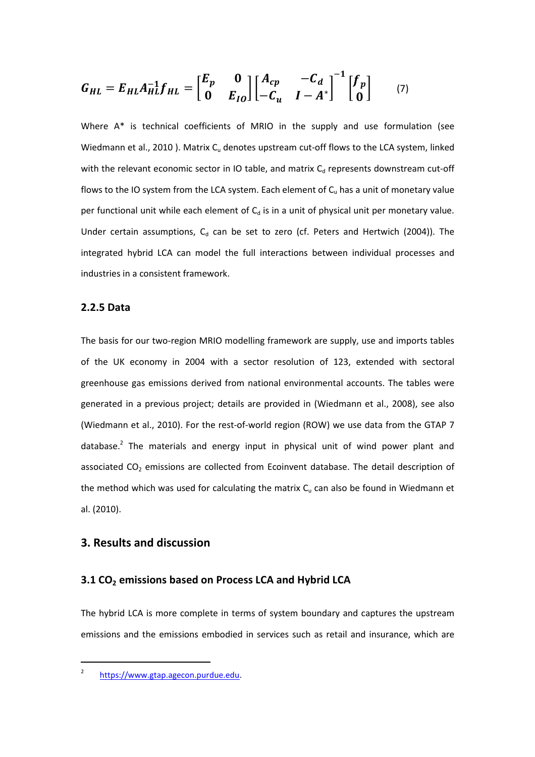$$G_{HL} = E_{HL} A_{HL}^{-1} f_{HL} = \begin{bmatrix} E_p & 0 \\ 0 & E_{IO} \end{bmatrix} \begin{bmatrix} A_{cp} & -C_d \\ -C_u & I - A^* \end{bmatrix}^{-1} \begin{bmatrix} f_p \\ 0 \end{bmatrix} \qquad (7)$$

Where A* is technical coefficients of MRIO in the supply and use formulation (see Wiedmann et al., 2010 ). Matrix $C_u$ denotes upstream cut-off flows to the LCA system, linked with the relevant economic sector in IO table, and matrix $C_d$ represents downstream cut-off flows to the IO system from the LCA system. Each element of $C_u$ has a unit of monetary value per functional unit while each element of $C_d$ is in a unit of physical unit per monetary value. Under certain assumptions, $C_d$ can be set to zero (cf. Peters and Hertwich (2004)). The integrated hybrid LCA can model the full interactions between individual processes and industries in a consistent framework.

### 2.2.5 Data

The basis for our two-region MRIO modelling framework are supply, use and imports tables of the UK economy in 2004 with a sector resolution of 123, extended with sectoral greenhouse gas emissions derived from national environmental accounts. The tables were generated in a previous project; details are provided in (Wiedmann et al., 2008), see also (Wiedmann et al., 2010). For the rest-of-world region (ROW) we use data from the GTAP 7 database.[2] The materials and energy input in physical unit of wind power plant and associated $CO_2$ emissions are collected from Ecoinvent database. The detail description of the method which was used for calculating the matrix $C_u$ can also be found in Wiedmann et al. (2010).

## 3. Results and discussion

### 3.1 $CO_2$ emissions based on Process LCA and Hybrid LCA

The hybrid LCA is more complete in terms of system boundary and captures the upstream emissions and the emissions embodied in services such as retail and insurance, which are

---

[2] https://www.gtap.agecon.purdue.edu.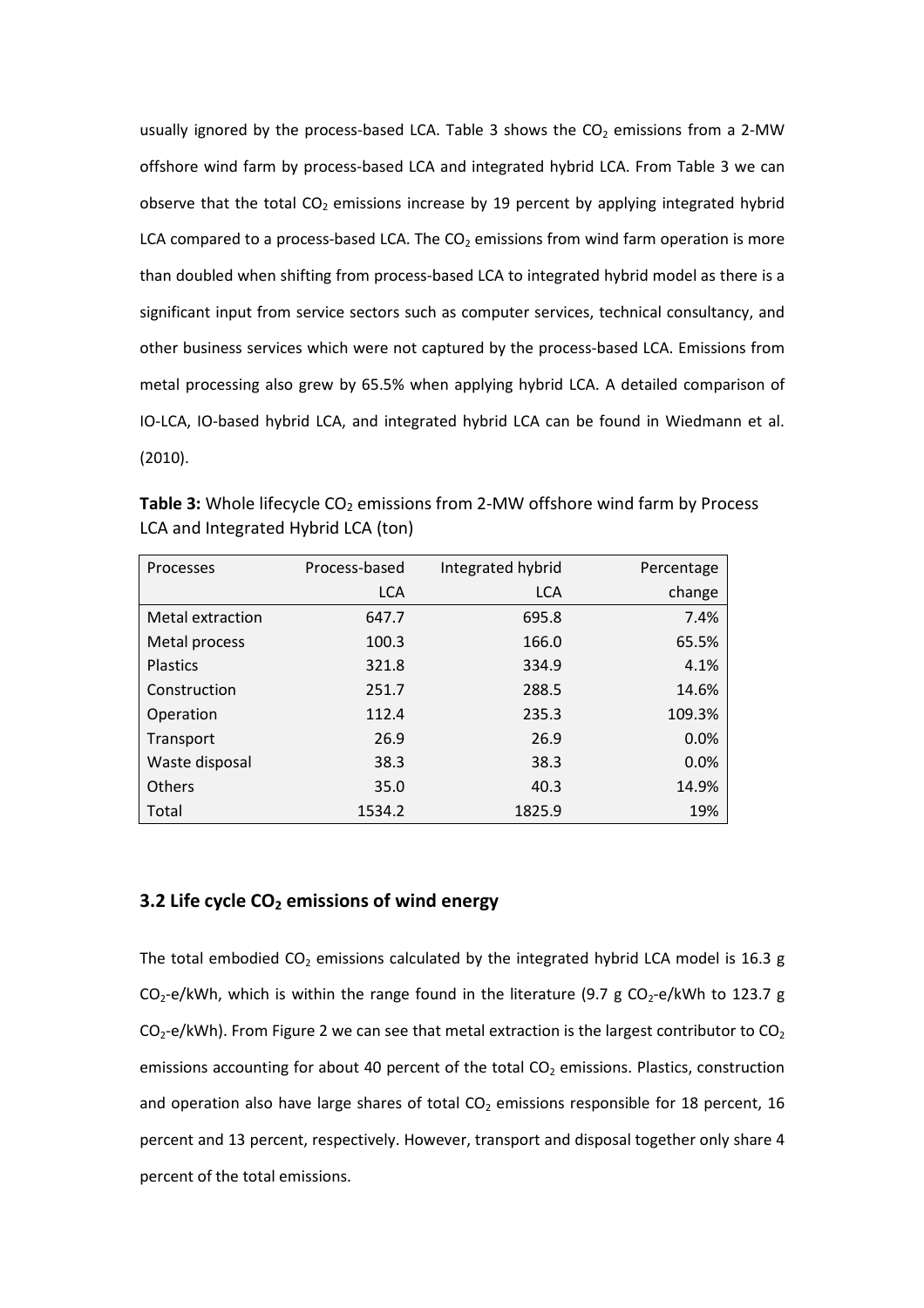usually ignored by the process-based LCA. Table 3 shows the $CO_2$ emissions from a 2-MW offshore wind farm by process-based LCA and integrated hybrid LCA. From Table 3 we can observe that the total $CO_2$ emissions increase by 19 percent by applying integrated hybrid LCA compared to a process-based LCA. The $CO_2$ emissions from wind farm operation is more than doubled when shifting from process-based LCA to integrated hybrid model as there is a significant input from service sectors such as computer services, technical consultancy, and other business services which were not captured by the process-based LCA. Emissions from metal processing also grew by 65.5% when applying hybrid LCA. A detailed comparison of IO-LCA, IO-based hybrid LCA, and integrated hybrid LCA can be found in Wiedmann et al. (2010).

**Table 3:** Whole lifecycle $CO_2$ emissions from 2-MW offshore wind farm by Process LCA and Integrated Hybrid LCA (ton)

| Processes | Process-based LCA | Integrated hybrid LCA | Percentage change |
|---|---|---|---|
| Metal extraction | 647.7 | 695.8 | 7.4% |
| Metal process | 100.3 | 166.0 | 65.5% |
| Plastics | 321.8 | 334.9 | 4.1% |
| Construction | 251.7 | 288.5 | 14.6% |
| Operation | 112.4 | 235.3 | 109.3% |
| Transport | 26.9 | 26.9 | 0.0% |
| Waste disposal | 38.3 | 38.3 | 0.0% |
| Others | 35.0 | 40.3 | 14.9% |
| Total | 1534.2 | 1825.9 | 19% |

### 3.2 Life cycle $CO_2$ emissions of wind energy

The total embodied $CO_2$ emissions calculated by the integrated hybrid LCA model is 16.3 g $CO_2$-e/kWh, which is within the range found in the literature (9.7 g $CO_2$-e/kWh to 123.7 g $CO_2$-e/kWh). From Figure 2 we can see that metal extraction is the largest contributor to $CO_2$ emissions accounting for about 40 percent of the total $CO_2$ emissions. Plastics, construction and operation also have large shares of total $CO_2$ emissions responsible for 18 percent, 16 percent and 13 percent, respectively. However, transport and disposal together only share 4 percent of the total emissions.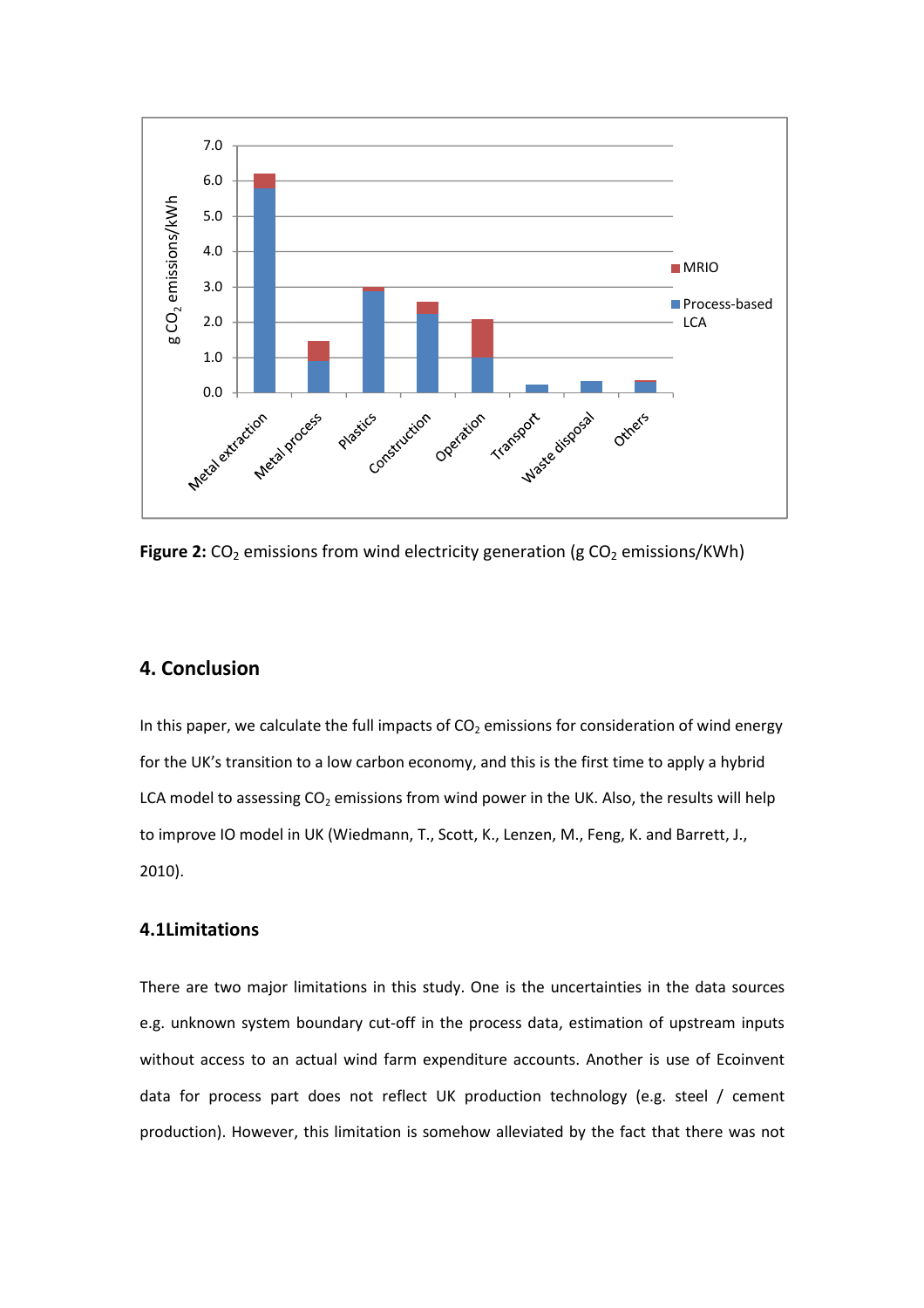**Figure 2:** $CO_2$ emissions from wind electricity generation (g $CO_2$ emissions/KWh)

## 4. Conclusion

In this paper, we calculate the full impacts of $CO_2$ emissions for consideration of wind energy for the UK's transition to a low carbon economy, and this is the first time to apply a hybrid LCA model to assessing $CO_2$ emissions from wind power in the UK. Also, the results will help to improve IO model in UK (Wiedmann, T., Scott, K., Lenzen, M., Feng, K. and Barrett, J., 2010).

### 4.1Limitations

There are two major limitations in this study. One is the uncertainties in the data sources e.g. unknown system boundary cut-off in the process data, estimation of upstream inputs without access to an actual wind farm expenditure accounts. Another is use of Ecoinvent data for process part does not reflect UK production technology (e.g. steel / cement production). However, this limitation is somehow alleviated by the fact that there was not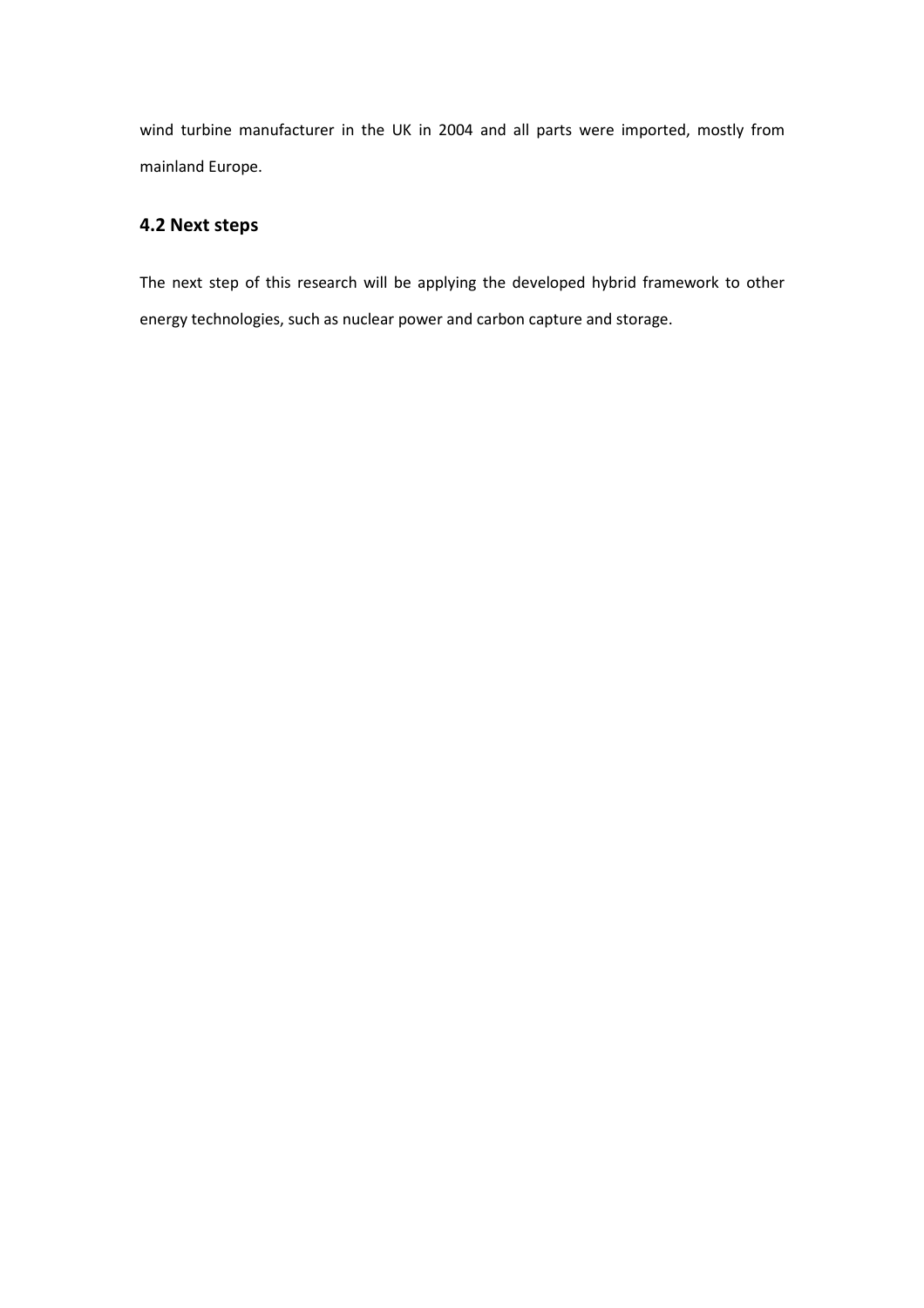wind turbine manufacturer in the UK in 2004 and all parts were imported, mostly from mainland Europe.

## 4.2 Next steps

The next step of this research will be applying the developed hybrid framework to other energy technologies, such as nuclear power and carbon capture and storage.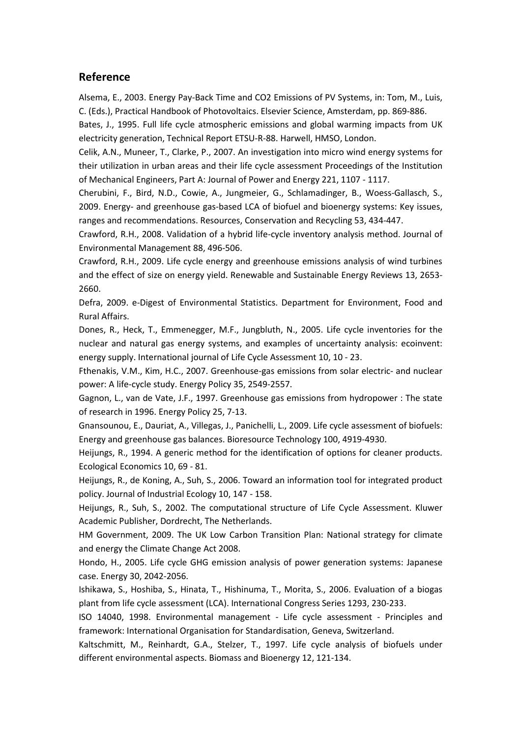## Reference

Alsema, E., 2003. Energy Pay-Back Time and CO2 Emissions of PV Systems, in: Tom, M., Luis, C. (Eds.), Practical Handbook of Photovoltaics. Elsevier Science, Amsterdam, pp. 869-886.

Bates, J., 1995. Full life cycle atmospheric emissions and global warming impacts from UK electricity generation, Technical Report ETSU-R-88. Harwell, HMSO, London.

Celik, A.N., Muneer, T., Clarke, P., 2007. An investigation into micro wind energy systems for their utilization in urban areas and their life cycle assessment Proceedings of the Institution of Mechanical Engineers, Part A: Journal of Power and Energy 221, 1107 - 1117.

Cherubini, F., Bird, N.D., Cowie, A., Jungmeier, G., Schlamadinger, B., Woess-Gallasch, S., 2009. Energy- and greenhouse gas-based LCA of biofuel and bioenergy systems: Key issues, ranges and recommendations. Resources, Conservation and Recycling 53, 434-447.

Crawford, R.H., 2008. Validation of a hybrid life-cycle inventory analysis method. Journal of Environmental Management 88, 496-506.

Crawford, R.H., 2009. Life cycle energy and greenhouse emissions analysis of wind turbines and the effect of size on energy yield. Renewable and Sustainable Energy Reviews 13, 2653-2660.

Defra, 2009. e-Digest of Environmental Statistics. Department for Environment, Food and Rural Affairs.

Dones, R., Heck, T., Emmenegger, M.F., Jungbluth, N., 2005. Life cycle inventories for the nuclear and natural gas energy systems, and examples of uncertainty analysis: ecoinvent: energy supply. International journal of Life Cycle Assessment 10, 10 - 23.

Fthenakis, V.M., Kim, H.C., 2007. Greenhouse-gas emissions from solar electric- and nuclear power: A life-cycle study. Energy Policy 35, 2549-2557.

Gagnon, L., van de Vate, J.F., 1997. Greenhouse gas emissions from hydropower : The state of research in 1996. Energy Policy 25, 7-13.

Gnansounou, E., Dauriat, A., Villegas, J., Panichelli, L., 2009. Life cycle assessment of biofuels: Energy and greenhouse gas balances. Bioresource Technology 100, 4919-4930.

Heijungs, R., 1994. A generic method for the identification of options for cleaner products. Ecological Economics 10, 69 - 81.

Heijungs, R., de Koning, A., Suh, S., 2006. Toward an information tool for integrated product policy. Journal of Industrial Ecology 10, 147 - 158.

Heijungs, R., Suh, S., 2002. The computational structure of Life Cycle Assessment. Kluwer Academic Publisher, Dordrecht, The Netherlands.

HM Government, 2009. The UK Low Carbon Transition Plan: National strategy for climate and energy the Climate Change Act 2008.

Hondo, H., 2005. Life cycle GHG emission analysis of power generation systems: Japanese case. Energy 30, 2042-2056.

Ishikawa, S., Hoshiba, S., Hinata, T., Hishinuma, T., Morita, S., 2006. Evaluation of a biogas plant from life cycle assessment (LCA). International Congress Series 1293, 230-233.

ISO 14040, 1998. Environmental management - Life cycle assessment - Principles and framework: International Organisation for Standardisation, Geneva, Switzerland.

Kaltschmitt, M., Reinhardt, G.A., Stelzer, T., 1997. Life cycle analysis of biofuels under different environmental aspects. Biomass and Bioenergy 12, 121-134.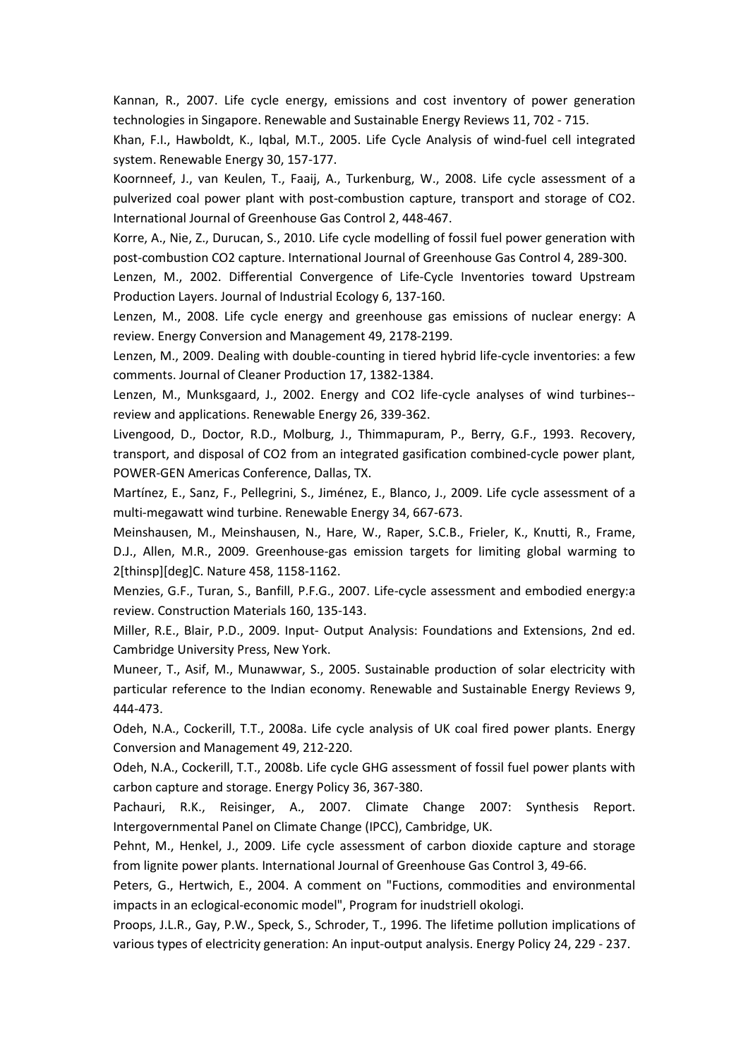Kannan, R., 2007. Life cycle energy, emissions and cost inventory of power generation technologies in Singapore. Renewable and Sustainable Energy Reviews 11, 702 - 715.

Khan, F.I., Hawboldt, K., Iqbal, M.T., 2005. Life Cycle Analysis of wind-fuel cell integrated system. Renewable Energy 30, 157-177.

Koornneef, J., van Keulen, T., Faaij, A., Turkenburg, W., 2008. Life cycle assessment of a pulverized coal power plant with post-combustion capture, transport and storage of CO2. International Journal of Greenhouse Gas Control 2, 448-467.

Korre, A., Nie, Z., Durucan, S., 2010. Life cycle modelling of fossil fuel power generation with post-combustion CO2 capture. International Journal of Greenhouse Gas Control 4, 289-300.

Lenzen, M., 2002. Differential Convergence of Life-Cycle Inventories toward Upstream Production Layers. Journal of Industrial Ecology 6, 137-160.

Lenzen, M., 2008. Life cycle energy and greenhouse gas emissions of nuclear energy: A review. Energy Conversion and Management 49, 2178-2199.

Lenzen, M., 2009. Dealing with double-counting in tiered hybrid life-cycle inventories: a few comments. Journal of Cleaner Production 17, 1382-1384.

Lenzen, M., Munksgaard, J., 2002. Energy and CO2 life-cycle analyses of wind turbines--review and applications. Renewable Energy 26, 339-362.

Livengood, D., Doctor, R.D., Molburg, J., Thimmapuram, P., Berry, G.F., 1993. Recovery, transport, and disposal of CO2 from an integrated gasification combined-cycle power plant, POWER-GEN Americas Conference, Dallas, TX.

Martínez, E., Sanz, F., Pellegrini, S., Jiménez, E., Blanco, J., 2009. Life cycle assessment of a multi-megawatt wind turbine. Renewable Energy 34, 667-673.

Meinshausen, M., Meinshausen, N., Hare, W., Raper, S.C.B., Frieler, K., Knutti, R., Frame, D.J., Allen, M.R., 2009. Greenhouse-gas emission targets for limiting global warming to 2[thinsp][deg]C. Nature 458, 1158-1162.

Menzies, G.F., Turan, S., Banfill, P.F.G., 2007. Life-cycle assessment and embodied energy:a review. Construction Materials 160, 135-143.

Miller, R.E., Blair, P.D., 2009. Input- Output Analysis: Foundations and Extensions, 2nd ed. Cambridge University Press, New York.

Muneer, T., Asif, M., Munawwar, S., 2005. Sustainable production of solar electricity with particular reference to the Indian economy. Renewable and Sustainable Energy Reviews 9, 444-473.

Odeh, N.A., Cockerill, T.T., 2008a. Life cycle analysis of UK coal fired power plants. Energy Conversion and Management 49, 212-220.

Odeh, N.A., Cockerill, T.T., 2008b. Life cycle GHG assessment of fossil fuel power plants with carbon capture and storage. Energy Policy 36, 367-380.

Pachauri, R.K., Reisinger, A., 2007. Climate Change 2007: Synthesis Report. Intergovernmental Panel on Climate Change (IPCC), Cambridge, UK.

Pehnt, M., Henkel, J., 2009. Life cycle assessment of carbon dioxide capture and storage from lignite power plants. International Journal of Greenhouse Gas Control 3, 49-66.

Peters, G., Hertwich, E., 2004. A comment on "Fuctions, commodities and environmental impacts in an eclogical-economic model", Program for inudstriell okologi.

Proops, J.L.R., Gay, P.W., Speck, S., Schroder, T., 1996. The lifetime pollution implications of various types of electricity generation: An input-output analysis. Energy Policy 24, 229 - 237.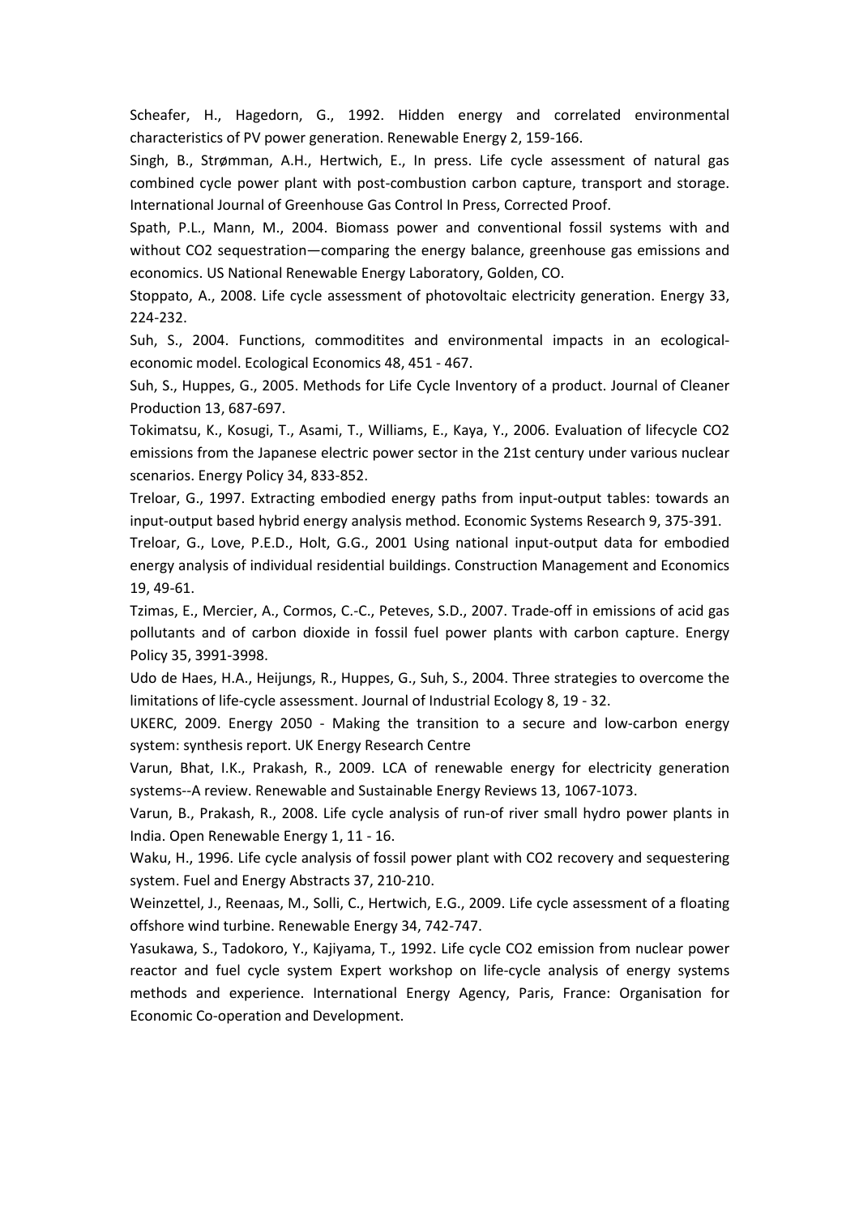Scheafer, H., Hagedorn, G., 1992. Hidden energy and correlated environmental characteristics of PV power generation. Renewable Energy 2, 159-166.

Singh, B., Strømman, A.H., Hertwich, E., In press. Life cycle assessment of natural gas combined cycle power plant with post-combustion carbon capture, transport and storage. International Journal of Greenhouse Gas Control In Press, Corrected Proof.

Spath, P.L., Mann, M., 2004. Biomass power and conventional fossil systems with and without CO2 sequestration—comparing the energy balance, greenhouse gas emissions and economics. US National Renewable Energy Laboratory, Golden, CO.

Stoppato, A., 2008. Life cycle assessment of photovoltaic electricity generation. Energy 33, 224-232.

Suh, S., 2004. Functions, commoditites and environmental impacts in an ecological-economic model. Ecological Economics 48, 451 - 467.

Suh, S., Huppes, G., 2005. Methods for Life Cycle Inventory of a product. Journal of Cleaner Production 13, 687-697.

Tokimatsu, K., Kosugi, T., Asami, T., Williams, E., Kaya, Y., 2006. Evaluation of lifecycle CO2 emissions from the Japanese electric power sector in the 21st century under various nuclear scenarios. Energy Policy 34, 833-852.

Treloar, G., 1997. Extracting embodied energy paths from input-output tables: towards an input-output based hybrid energy analysis method. Economic Systems Research 9, 375-391.

Treloar, G., Love, P.E.D., Holt, G.G., 2001 Using national input-output data for embodied energy analysis of individual residential buildings. Construction Management and Economics 19, 49-61.

Tzimas, E., Mercier, A., Cormos, C.-C., Peteves, S.D., 2007. Trade-off in emissions of acid gas pollutants and of carbon dioxide in fossil fuel power plants with carbon capture. Energy Policy 35, 3991-3998.

Udo de Haes, H.A., Heijungs, R., Huppes, G., Suh, S., 2004. Three strategies to overcome the limitations of life-cycle assessment. Journal of Industrial Ecology 8, 19 - 32.

UKERC, 2009. Energy 2050 - Making the transition to a secure and low-carbon energy system: synthesis report. UK Energy Research Centre

Varun, Bhat, I.K., Prakash, R., 2009. LCA of renewable energy for electricity generation systems--A review. Renewable and Sustainable Energy Reviews 13, 1067-1073.

Varun, B., Prakash, R., 2008. Life cycle analysis of run-of river small hydro power plants in India. Open Renewable Energy 1, 11 - 16.

Waku, H., 1996. Life cycle analysis of fossil power plant with CO2 recovery and sequestering system. Fuel and Energy Abstracts 37, 210-210.

Weinzettel, J., Reenaas, M., Solli, C., Hertwich, E.G., 2009. Life cycle assessment of a floating offshore wind turbine. Renewable Energy 34, 742-747.

Yasukawa, S., Tadokoro, Y., Kajiyama, T., 1992. Life cycle CO2 emission from nuclear power reactor and fuel cycle system Expert workshop on life-cycle analysis of energy systems methods and experience. International Energy Agency, Paris, France: Organisation for Economic Co-operation and Development.